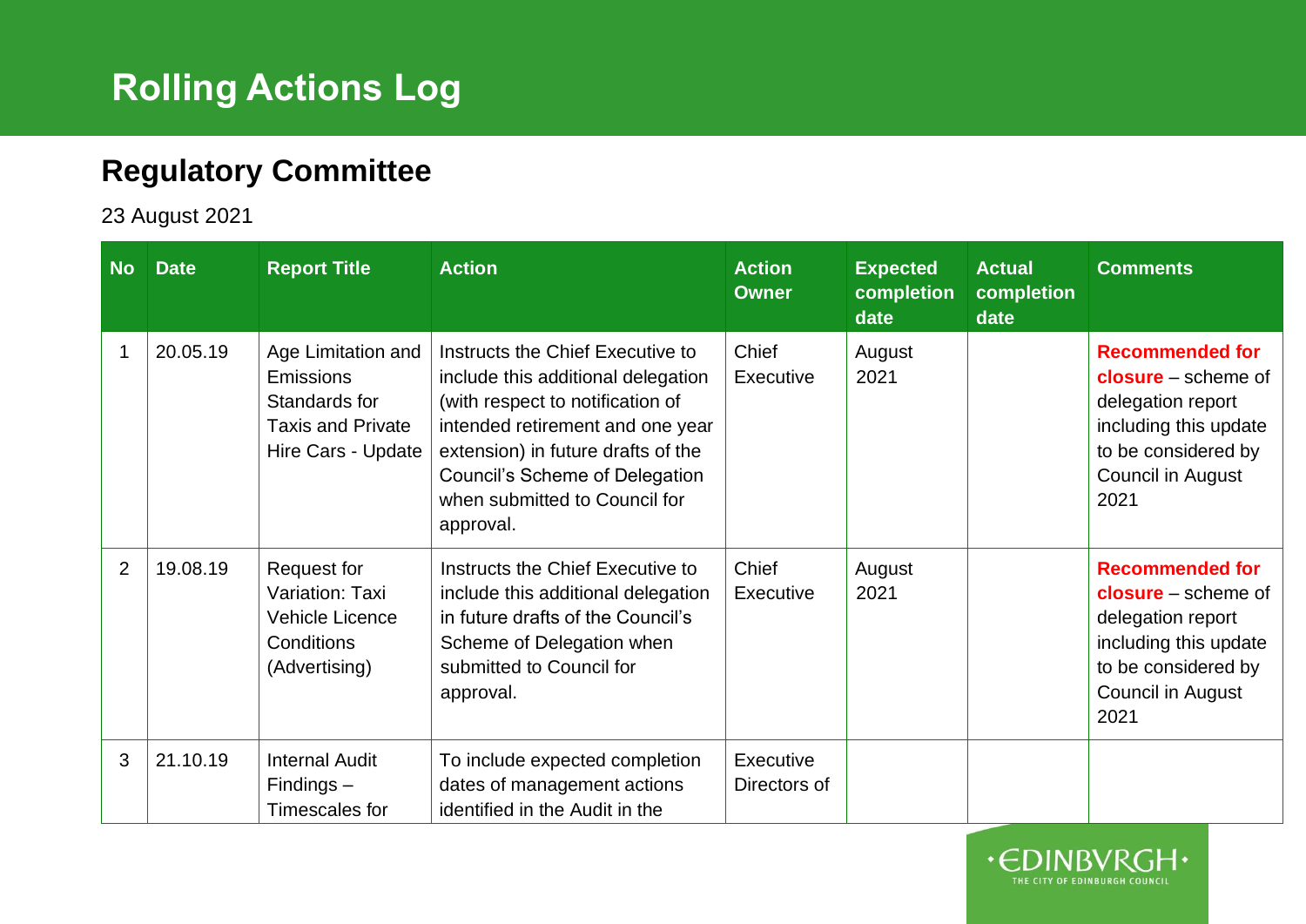# Rolling Actions Log

## Regulatory Committee

23 August 2021

| No | Date | Report Title | Action | Action Owner | Expected completion date | Actual completion date | Comments |
|---|---|---|---|---|---|---|---|
| 1 | 20.05.19 | Age Limitation and Emissions Standards for Taxis and Private Hire Cars - Update | Instructs the Chief Executive to include this additional delegation (with respect to notification of intended retirement and one year extension) in future drafts of the Council's Scheme of Delegation when submitted to Council for approval. | Chief Executive | August 2021 | | **Recommended for closure** – scheme of delegation report including this update to be considered by Council in August 2021 |
| 2 | 19.08.19 | Request for Variation: Taxi Vehicle Licence Conditions (Advertising) | Instructs the Chief Executive to include this additional delegation in future drafts of the Council's Scheme of Delegation when submitted to Council for approval. | Chief Executive | August 2021 | | **Recommended for closure** – scheme of delegation report including this update to be considered by Council in August 2021 |
| 3 | 21.10.19 | Internal Audit Findings – Timescales for | To include expected completion dates of management actions identified in the Audit in the | Executive Directors of | | | |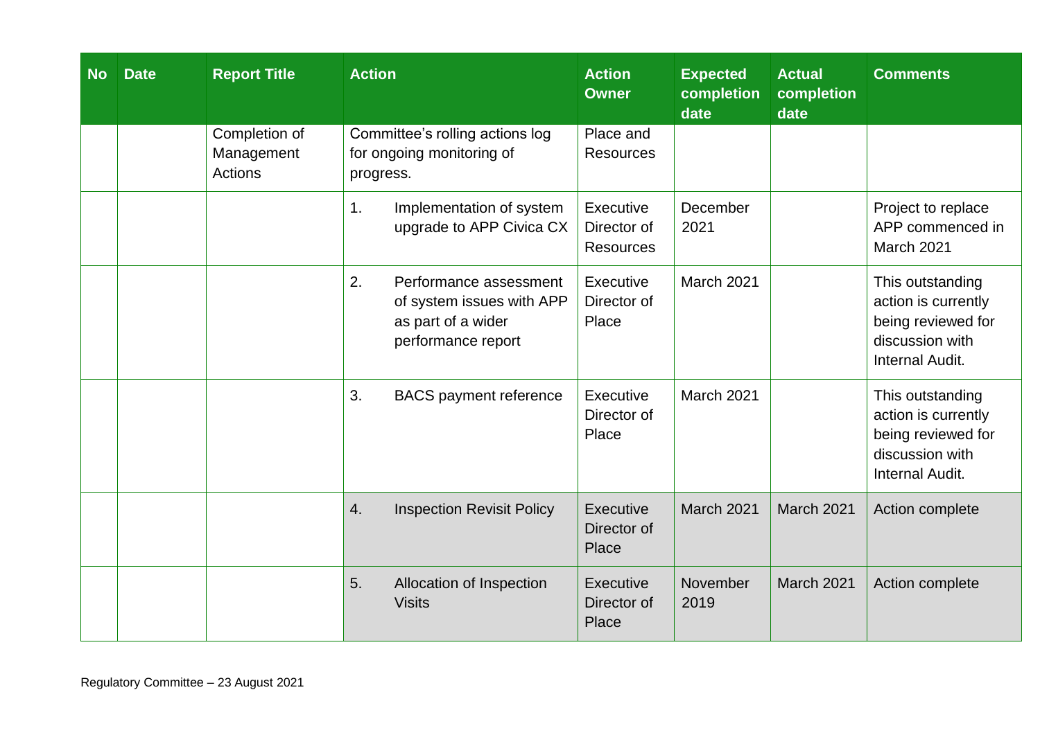| No | Date | Report Title | Action | Action Owner | Expected completion date | Actual completion date | Comments |
|---|---|---|---|---|---|---|---|
| | | Completion of Management Actions | Committee's rolling actions log for ongoing monitoring of progress. | Place and Resources | | | |
| | | | 1. Implementation of system upgrade to APP Civica CX | Executive Director of Resources | December 2021 | | Project to replace APP commenced in March 2021 |
| | | | 2. Performance assessment of system issues with APP as part of a wider performance report | Executive Director of Place | March 2021 | | This outstanding action is currently being reviewed for discussion with Internal Audit. |
| | | | 3. BACS payment reference | Executive Director of Place | March 2021 | | This outstanding action is currently being reviewed for discussion with Internal Audit. |
| | | | 4. Inspection Revisit Policy | Executive Director of Place | March 2021 | March 2021 | Action complete |
| | | | 5. Allocation of Inspection Visits | Executive Director of Place | November 2019 | March 2021 | Action complete |

Regulatory Committee – 23 August 2021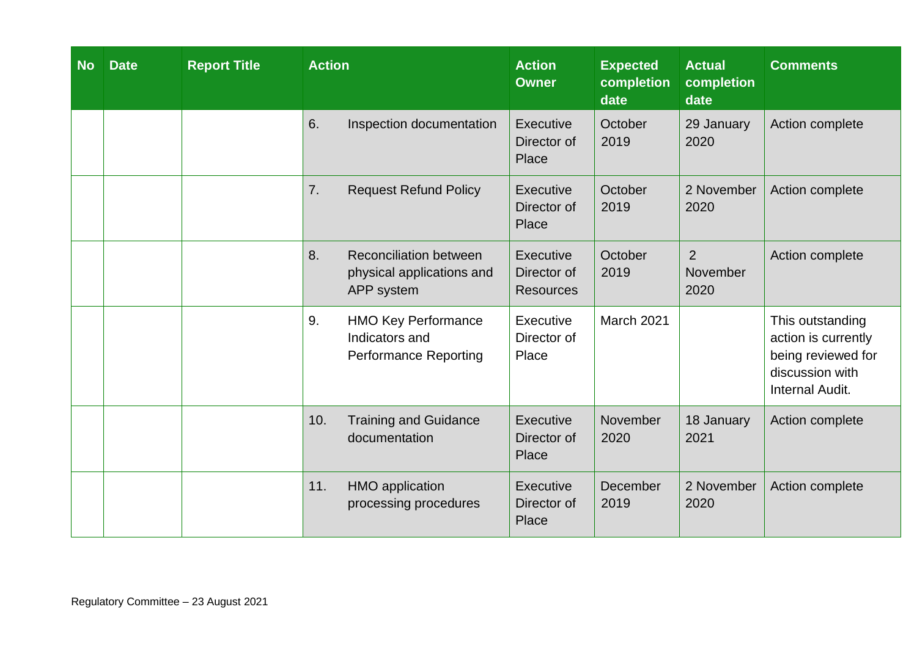| No | Date | Report Title | Action | Action Owner | Expected completion date | Actual completion date | Comments |
|---|---|---|---|---|---|---|---|
| | | | 6. Inspection documentation | Executive Director of Place | October 2019 | 29 January 2020 | Action complete |
| | | | 7. Request Refund Policy | Executive Director of Place | October 2019 | 2 November 2020 | Action complete |
| | | | 8. Reconciliation between physical applications and APP system | Executive Director of Resources | October 2019 | 2 November 2020 | Action complete |
| | | | 9. HMO Key Performance Indicators and Performance Reporting | Executive Director of Place | March 2021 | | This outstanding action is currently being reviewed for discussion with Internal Audit. |
| | | | 10. Training and Guidance documentation | Executive Director of Place | November 2020 | 18 January 2021 | Action complete |
| | | | 11. HMO application processing procedures | Executive Director of Place | December 2019 | 2 November 2020 | Action complete |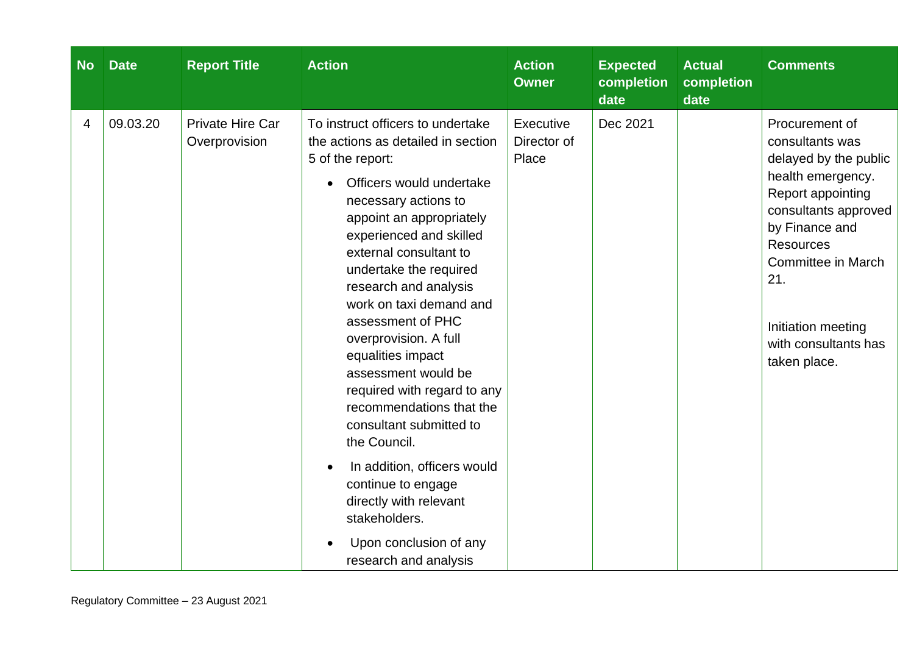| No | Date | Report Title | Action | Action Owner | Expected completion date | Actual completion date | Comments |
|---|---|---|---|---|---|---|---|
| 4 | 09.03.20 | Private Hire Car Overprovision | To instruct officers to undertake the actions as detailed in section 5 of the report:<br><ul><li>Officers would undertake necessary actions to appoint an appropriately experienced and skilled external consultant to undertake the required research and analysis work on taxi demand and assessment of PHC overprovision. A full equalities impact assessment would be required with regard to any recommendations that the consultant submitted to the Council.</li><li>In addition, officers would continue to engage directly with relevant stakeholders.</li><li>Upon conclusion of any research and analysis</li></ul> | Executive Director of Place | Dec 2021 | | Procurement of consultants was delayed by the public health emergency. Report appointing consultants approved by Finance and Resources Committee in March 21.<br><br>Initiation meeting with consultants has taken place. |

Regulatory Committee – 23 August 2021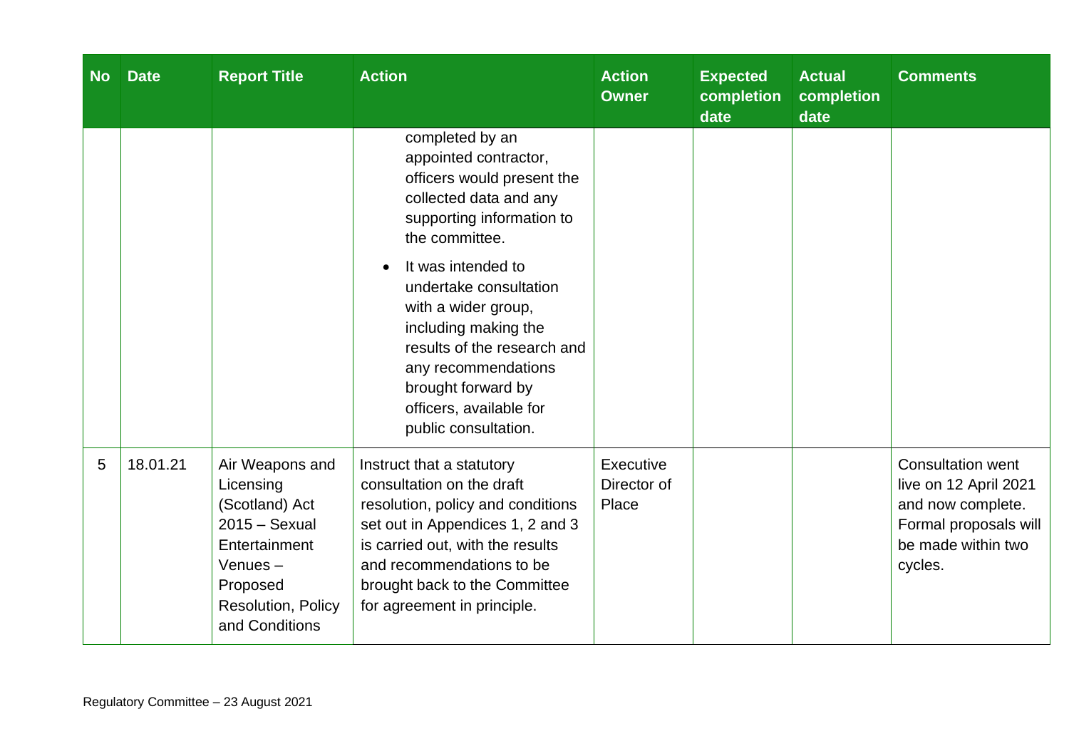| No | Date | Report Title | Action | Action Owner | Expected completion date | Actual completion date | Comments |
|---|---|---|---|---|---|---|---|
| | | | completed by an appointed contractor, officers would present the collected data and any supporting information to the committee.<br>• It was intended to undertake consultation with a wider group, including making the results of the research and any recommendations brought forward by officers, available for public consultation. | | | | |
| 5 | 18.01.21 | Air Weapons and Licensing (Scotland) Act 2015 – Sexual Entertainment Venues – Proposed Resolution, Policy and Conditions | Instruct that a statutory consultation on the draft resolution, policy and conditions set out in Appendices 1, 2 and 3 is carried out, with the results and recommendations to be brought back to the Committee for agreement in principle. | Executive Director of Place | | | Consultation went live on 12 April 2021 and now complete. Formal proposals will be made within two cycles. |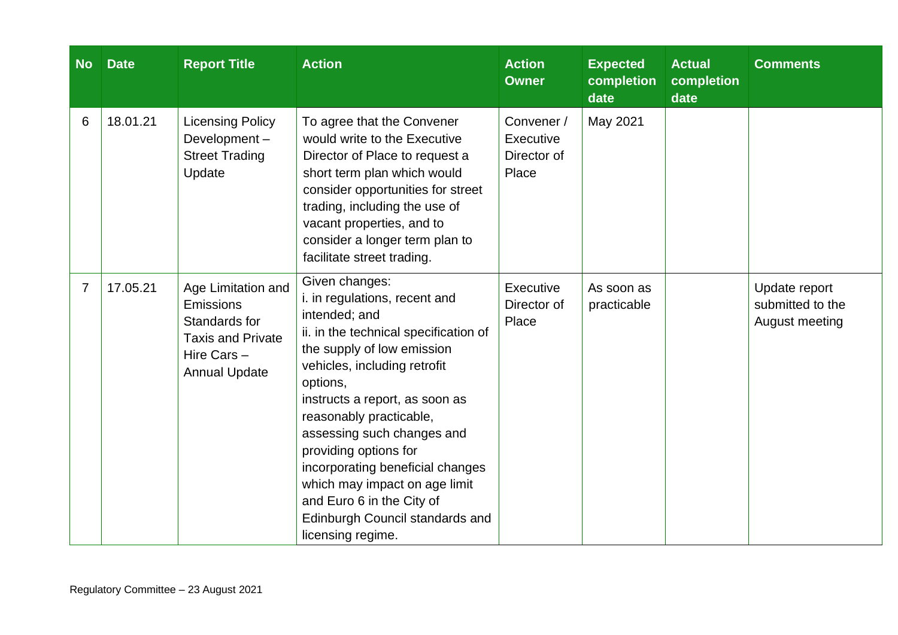| No | Date | Report Title | Action | Action Owner | Expected completion date | Actual completion date | Comments |
|---|---|---|---|---|---|---|---|
| 6 | 18.01.21 | Licensing Policy Development – Street Trading Update | To agree that the Convener would write to the Executive Director of Place to request a short term plan which would consider opportunities for street trading, including the use of vacant properties, and to consider a longer term plan to facilitate street trading. | Convener / Executive Director of Place | May 2021 | | |
| 7 | 17.05.21 | Age Limitation and Emissions Standards for Taxis and Private Hire Cars – Annual Update | Given changes:<br>i. in regulations, recent and intended; and<br>ii. in the technical specification of the supply of low emission vehicles, including retrofit options,<br>instructs a report, as soon as reasonably practicable, assessing such changes and providing options for incorporating beneficial changes which may impact on age limit and Euro 6 in the City of Edinburgh Council standards and licensing regime. | Executive Director of Place | As soon as practicable | | Update report submitted to the August meeting |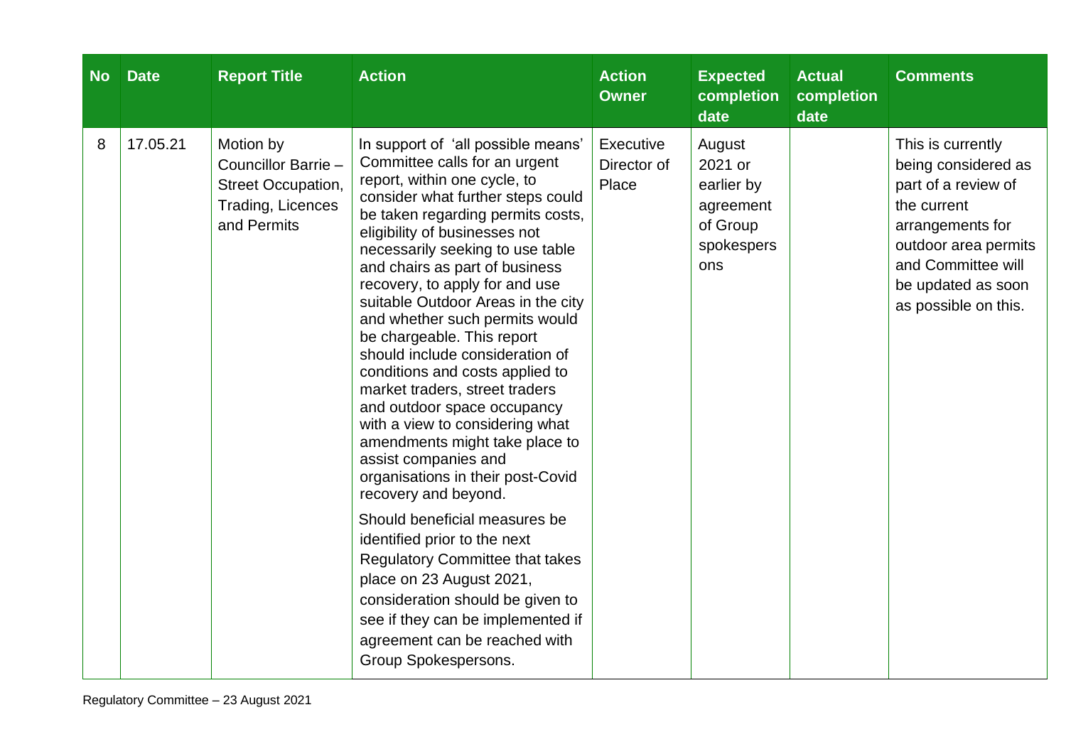| No | Date | Report Title | Action | Action Owner | Expected completion date | Actual completion date | Comments |
|---|---|---|---|---|---|---|---|
| 8 | 17.05.21 | Motion by Councillor Barrie – Street Occupation, Trading, Licences and Permits | In support of 'all possible means' Committee calls for an urgent report, within one cycle, to consider what further steps could be taken regarding permits costs, eligibility of businesses not necessarily seeking to use table and chairs as part of business recovery, to apply for and use suitable Outdoor Areas in the city and whether such permits would be chargeable. This report should include consideration of conditions and costs applied to market traders, street traders and outdoor space occupancy with a view to considering what amendments might take place to assist companies and organisations in their post-Covid recovery and beyond. <br><br> Should beneficial measures be identified prior to the next Regulatory Committee that takes place on 23 August 2021, consideration should be given to see if they can be implemented if agreement can be reached with Group Spokespersons. | Executive Director of Place | August 2021 or earlier by agreement of Group spokespersons | | This is currently being considered as part of a review of the current arrangements for outdoor area permits and Committee will be updated as soon as possible on this. |